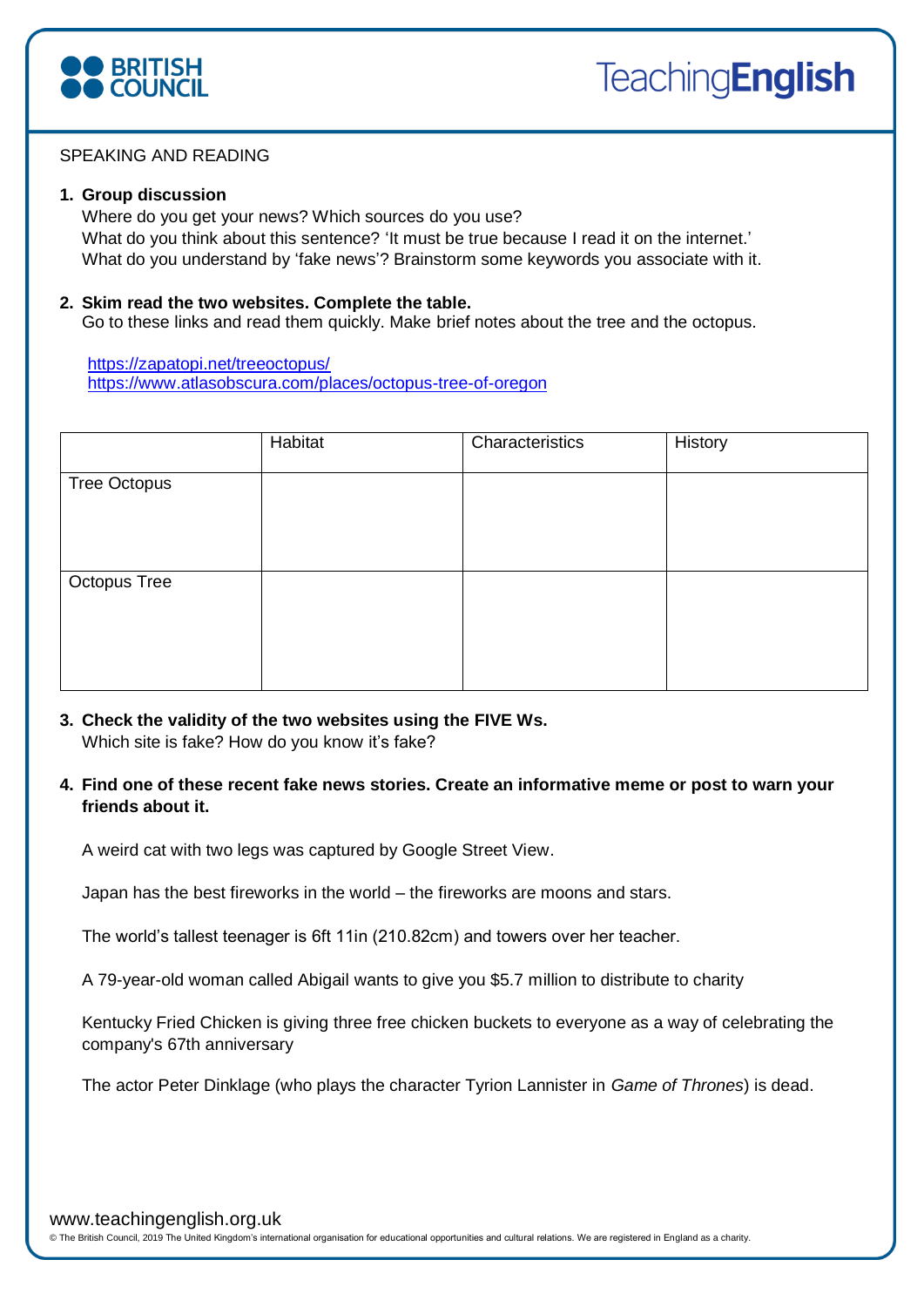SPEAKING AND READING

1. **Group discussion**
   Where do you get your news? Which sources do you use?
   What do you think about this sentence? 'It must be true because I read it on the internet.'
   What do you understand by 'fake news'? Brainstorm some keywords you associate with it.

2. **Skim read the two websites. Complete the table.**
   Go to these links and read them quickly. Make brief notes about the tree and the octopus.

   https://zapatopi.net/treeoctopus/
   https://www.atlasobscura.com/places/octopus-tree-of-oregon

| | Habitat | Characteristics | History |
|---|---|---|---|
| Tree Octopus | | | |
| Octopus Tree | | | |

3. **Check the validity of the two websites using the FIVE Ws.**
   Which site is fake? How do you know it's fake?

4. **Find one of these recent fake news stories. Create an informative meme or post to warn your friends about it.**

   A weird cat with two legs was captured by Google Street View.

   Japan has the best fireworks in the world – the fireworks are moons and stars.

   The world's tallest teenager is 6ft 11in (210.82cm) and towers over her teacher.

   A 79-year-old woman called Abigail wants to give you $5.7 million to distribute to charity

   Kentucky Fried Chicken is giving three free chicken buckets to everyone as a way of celebrating the company's 67th anniversary

   The actor Peter Dinklage (who plays the character Tyrion Lannister in *Game of Thrones*) is dead.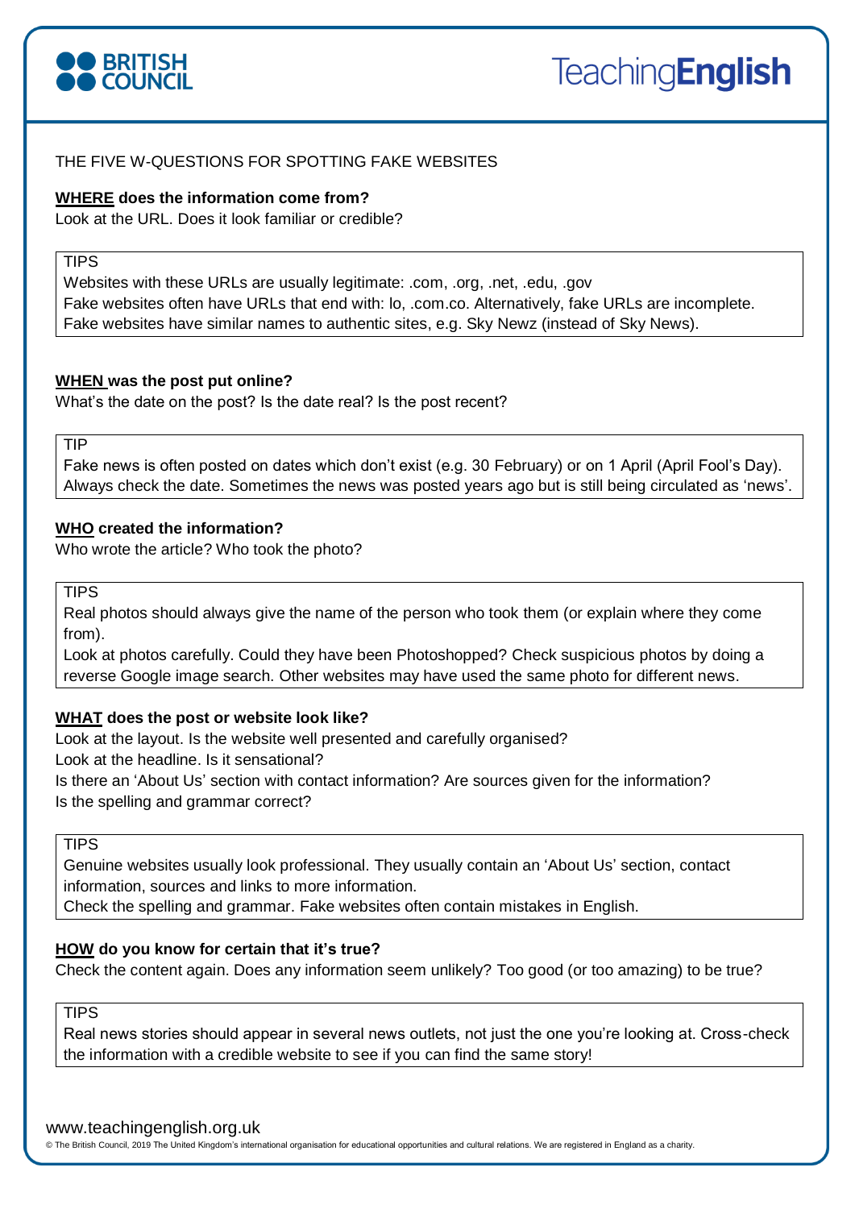THE FIVE W-QUESTIONS FOR SPOTTING FAKE WEBSITES

**WHERE does the information come from?**

Look at the URL. Does it look familiar or credible?

> TIPS
> Websites with these URLs are usually legitimate: .com, .org, .net, .edu, .gov
> Fake websites often have URLs that end with: lo, .com.co. Alternatively, fake URLs are incomplete.
> Fake websites have similar names to authentic sites, e.g. Sky Newz (instead of Sky News).

**WHEN was the post put online?**

What's the date on the post? Is the date real? Is the post recent?

> TIP
> Fake news is often posted on dates which don't exist (e.g. 30 February) or on 1 April (April Fool's Day).
> Always check the date. Sometimes the news was posted years ago but is still being circulated as 'news'.

**WHO created the information?**

Who wrote the article? Who took the photo?

> TIPS
> Real photos should always give the name of the person who took them (or explain where they come from).
> Look at photos carefully. Could they have been Photoshopped? Check suspicious photos by doing a reverse Google image search. Other websites may have used the same photo for different news.

**WHAT does the post or website look like?**

Look at the layout. Is the website well presented and carefully organised?
Look at the headline. Is it sensational?
Is there an 'About Us' section with contact information? Are sources given for the information?
Is the spelling and grammar correct?

> TIPS
> Genuine websites usually look professional. They usually contain an 'About Us' section, contact information, sources and links to more information.
> Check the spelling and grammar. Fake websites often contain mistakes in English.

**HOW do you know for certain that it's true?**

Check the content again. Does any information seem unlikely? Too good (or too amazing) to be true?

> TIPS
> Real news stories should appear in several news outlets, not just the one you're looking at. Cross-check the information with a credible website to see if you can find the same story!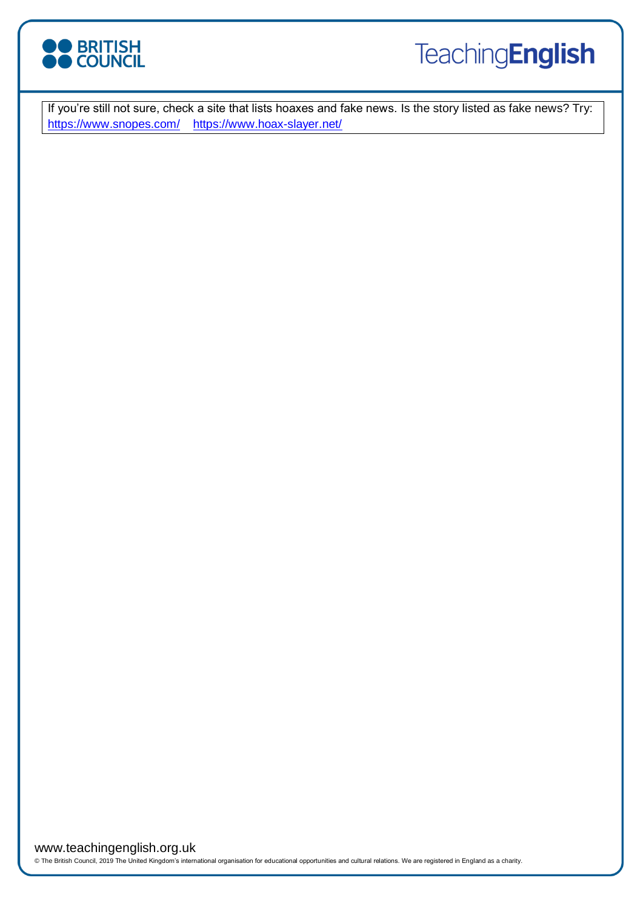If you're still not sure, check a site that lists hoaxes and fake news. Is the story listed as fake news? Try: https://www.snopes.com/ https://www.hoax-slayer.net/